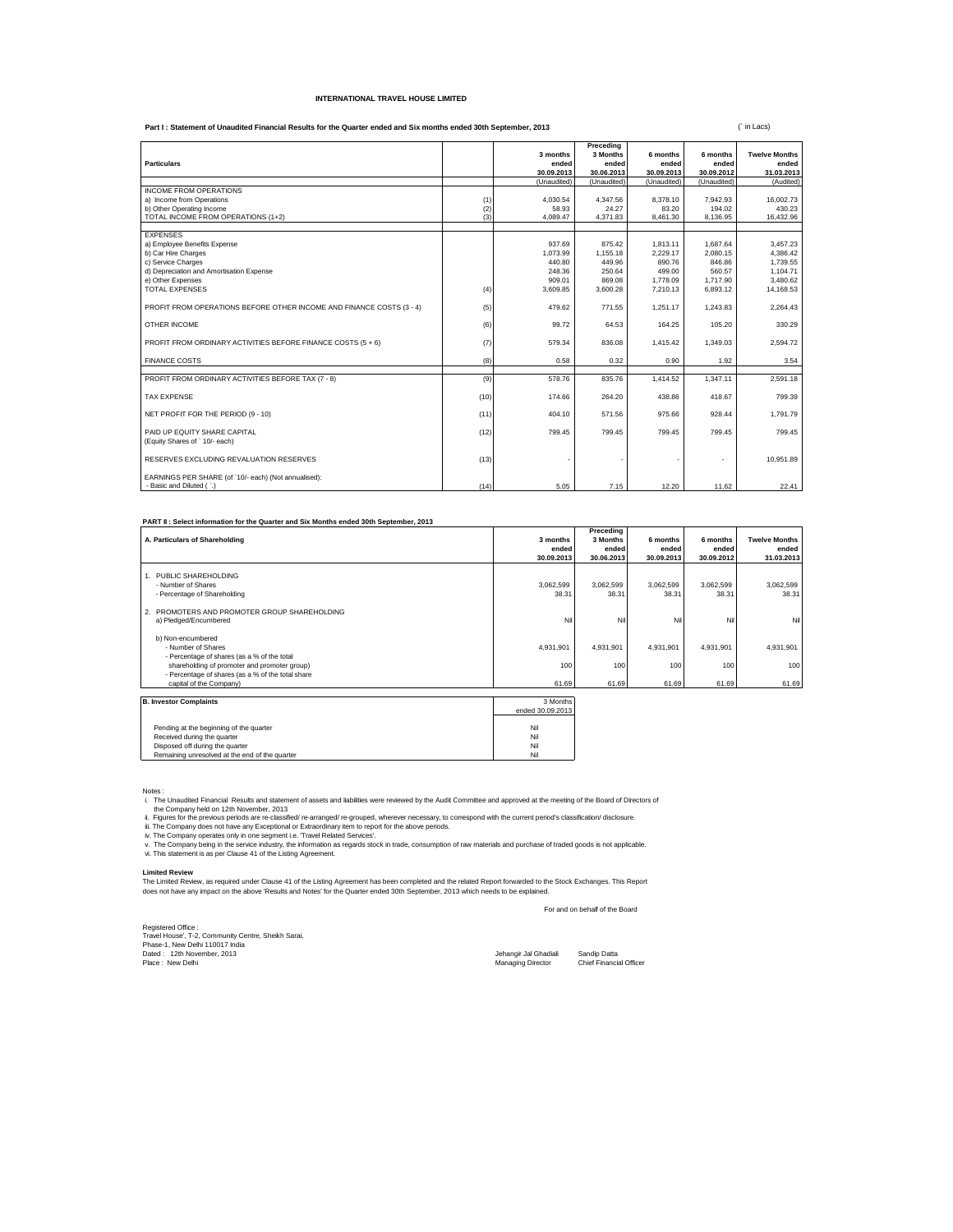# INTERNATIONAL TRAVEL HOUSE LIMITED

**Part I : Statement of Unaudited Financial Results for the Quarter ended and Six months ended 30th September, 2013**

(` in Lacs)

| Particulars | | 3 months ended 30.09.2013 | Preceding 3 Months ended 30.06.2013 | 6 months ended 30.09.2013 | 6 months ended 30.09.2012 | Twelve Months ended 31.03.2013 |
|---|---|---|---|---|---|---|
| | | (Unaudited) | (Unaudited) | (Unaudited) | (Unaudited) | (Audited) |
| INCOME FROM OPERATIONS | | | | | | |
| a) Income from Operations | (1) | 4,030.54 | 4,347.56 | 8,378.10 | 7,942.93 | 16,002.73 |
| b) Other Operating Income | (2) | 58.93 | 24.27 | 83.20 | 194.02 | 430.23 |
| TOTAL INCOME FROM OPERATIONS (1+2) | (3) | 4,089.47 | 4,371.83 | 8,461.30 | 8,136.95 | 16,432.96 |
| EXPENSES | | | | | | |
| a) Employee Benefits Expense | | 937.69 | 875.42 | 1,813.11 | 1,687.64 | 3,457.23 |
| b) Car Hire Charges | | 1,073.99 | 1,155.18 | 2,229.17 | 2,080.15 | 4,386.42 |
| c) Service Charges | | 440.80 | 449.96 | 890.76 | 846.86 | 1,739.55 |
| d) Depreciation and Amortisation Expense | | 248.36 | 250.64 | 499.00 | 560.57 | 1,104.71 |
| e) Other Expenses | | 909.01 | 869.08 | 1,778.09 | 1,717.90 | 3,480.62 |
| TOTAL EXPENSES | (4) | 3,609.85 | 3,600.28 | 7,210.13 | 6,893.12 | 14,168.53 |
| PROFIT FROM OPERATIONS BEFORE OTHER INCOME AND FINANCE COSTS (3 - 4) | (5) | 479.62 | 771.55 | 1,251.17 | 1,243.83 | 2,264.43 |
| OTHER INCOME | (6) | 99.72 | 64.53 | 164.25 | 105.20 | 330.29 |
| PROFIT FROM ORDINARY ACTIVITIES BEFORE FINANCE COSTS (5 + 6) | (7) | 579.34 | 836.08 | 1,415.42 | 1,349.03 | 2,594.72 |
| FINANCE COSTS | (8) | 0.58 | 0.32 | 0.90 | 1.92 | 3.54 |
| PROFIT FROM ORDINARY ACTIVITIES BEFORE TAX (7 - 8) | (9) | 578.76 | 835.76 | 1,414.52 | 1,347.11 | 2,591.18 |
| TAX EXPENSE | (10) | 174.66 | 264.20 | 438.86 | 418.67 | 799.39 |
| NET PROFIT FOR THE PERIOD (9 - 10) | (11) | 404.10 | 571.56 | 975.66 | 928.44 | 1,791.79 |
| PAID UP EQUITY SHARE CAPITAL (Equity Shares of ` 10/- each) | (12) | 799.45 | 799.45 | 799.45 | 799.45 | 799.45 |
| RESERVES EXCLUDING REVALUATION RESERVES | (13) | - | - | - | - | 10,951.89 |
| EARNINGS PER SHARE (of ` 10/- each) (Not annualised): - Basic and Diluted ( `.) | (14) | 5.05 | 7.15 | 12.20 | 11.62 | 22.41 |

**PART II : Select information for the Quarter and Six Months ended 30th September, 2013**

| A. Particulars of Shareholding | 3 months ended 30.09.2013 | Preceding 3 Months ended 30.06.2013 | 6 months ended 30.09.2013 | 6 months ended 30.09.2012 | Twelve Months ended 31.03.2013 |
|---|---|---|---|---|---|
| 1. PUBLIC SHAREHOLDING | | | | | |
| - Number of Shares | 3,062,599 | 3,062,599 | 3,062,599 | 3,062,599 | 3,062,599 |
| - Percentage of Shareholding | 38.31 | 38.31 | 38.31 | 38.31 | 38.31 |
| 2. PROMOTERS AND PROMOTER GROUP SHAREHOLDING | | | | | |
| a) Pledged/Encumbered | Nil | Nil | Nil | Nil | Nil |
| b) Non-encumbered | | | | | |
| - Number of Shares | 4,931,901 | 4,931,901 | 4,931,901 | 4,931,901 | 4,931,901 |
| - Percentage of shares (as a % of the total shareholding of promoter and promoter group) | 100 | 100 | 100 | 100 | 100 |
| - Percentage of shares (as a % of the total share capital of the Company) | 61.69 | 61.69 | 61.69 | 61.69 | 61.69 |

| B. Investor Complaints | 3 Months ended 30.09.2013 |
|---|---|
| Pending at the beginning of the quarter | Nil |
| Received during the quarter | Nil |
| Disposed off during the quarter | Nil |
| Remaining unresolved at the end of the quarter | Nil |

Notes :

i. The Unaudited Financial Results and statement of assets and liabilities were reviewed by the Audit Committee and approved at the meeting of the Board of Directors of the Company held on 12th November, 2013

ii. Figures for the previous periods are re-classified/ re-arranged/ re-grouped, wherever necessary, to correspond with the current period's classification/ disclosure.

iii. The Company does not have any Exceptional or Extraordinary item to report for the above periods.

iv. The Company operates only in one segment i.e. 'Travel Related Services'.

v. The Company being in the service industry, the information as regards stock in trade, consumption of raw materials and purchase of traded goods is not applicable.

vi. This statement is as per Clause 41 of the Listing Agreement.

**Limited Review**

The Limited Review, as required under Clause 41 of the Listing Agreement has been completed and the related Report forwarded to the Stock Exchanges. This Report does not have any impact on the above 'Results and Notes' for the Quarter ended 30th September, 2013 which needs to be explained.

For and on behalf of the Board

Registered Office :
Travel House', T-2, Community Centre, Sheikh Sarai,
Phase-1, New Delhi 110017 India
Dated : 12th November, 2013
Place : New Delhi

Jehangir Jal Ghadiali
Managing Director

Sandip Datta
Chief Financial Officer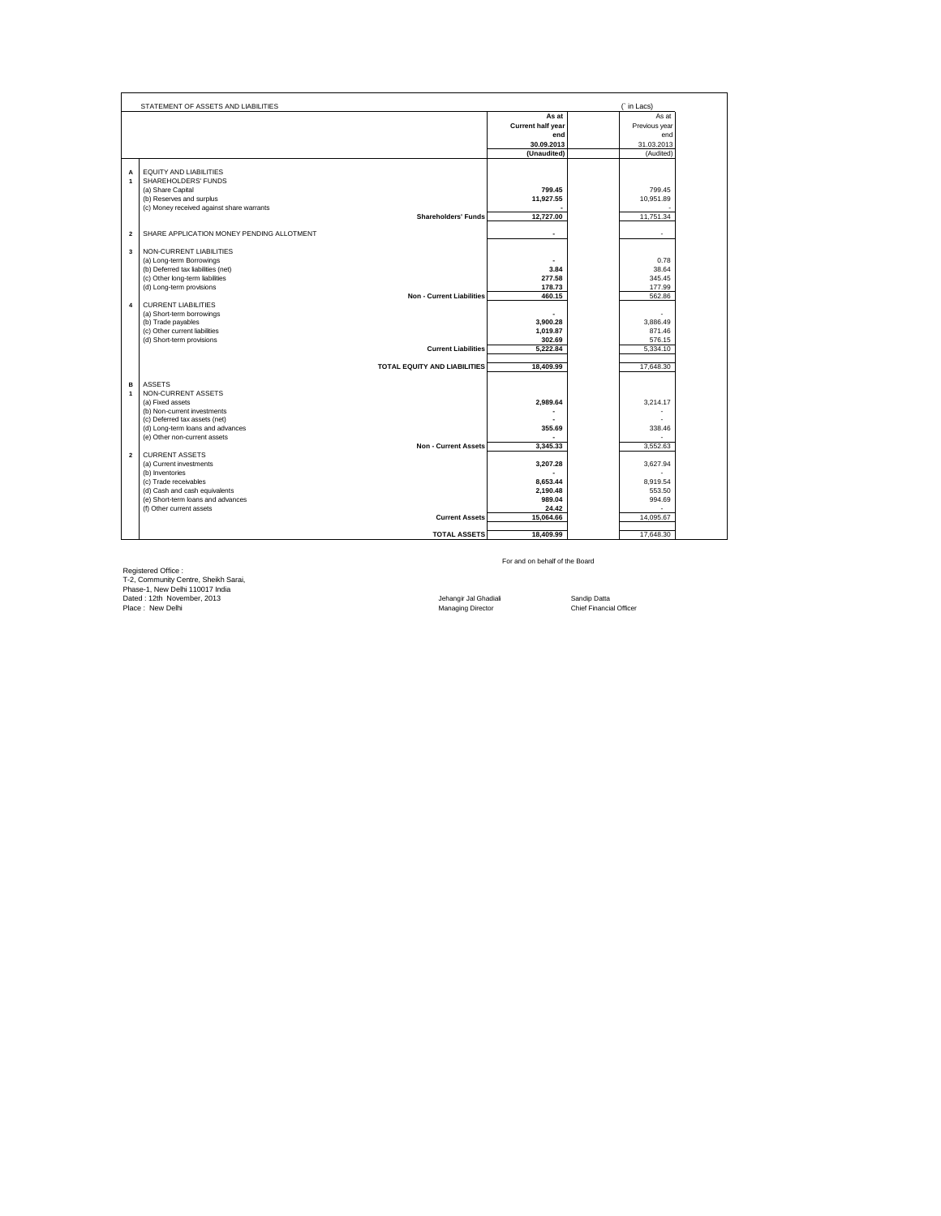| | STATEMENT OF ASSETS AND LIABILITIES | | (` in Lacs) |
|---|---|---|---|
| | | As at Current half year end 30.09.2013 (Unaudited) | As at Previous year end 31.03.2013 (Audited) |
| A | EQUITY AND LIABILITIES | | |
| 1 | SHAREHOLDERS' FUNDS | | |
| | (a) Share Capital | 799.45 | 799.45 |
| | (b) Reserves and surplus | 11,927.55 | 10,951.89 |
| | (c) Money received against share warrants | - | - |
| | Shareholders' Funds | 12,727.00 | 11,751.34 |
| 2 | SHARE APPLICATION MONEY PENDING ALLOTMENT | - | - |
| 3 | NON-CURRENT LIABILITIES | | |
| | (a) Long-term Borrowings | - | 0.78 |
| | (b) Deferred tax liabilities (net) | 3.84 | 38.64 |
| | (c) Other long-term liabilities | 277.58 | 345.45 |
| | (d) Long-term provisions | 178.73 | 177.99 |
| | Non - Current Liabilities | 460.15 | 562.86 |
| 4 | CURRENT LIABILITIES | | |
| | (a) Short-term borrowings | - | - |
| | (b) Trade payables | 3,900.28 | 3,886.49 |
| | (c) Other current liabilities | 1,019.87 | 871.46 |
| | (d) Short-term provisions | 302.69 | 576.15 |
| | Current Liabilities | 5,222.84 | 5,334.10 |
| | TOTAL EQUITY AND LIABILITIES | 18,409.99 | 17,648.30 |
| B | ASSETS | | |
| 1 | NON-CURRENT ASSETS | | |
| | (a) Fixed assets | 2,989.64 | 3,214.17 |
| | (b) Non-current investments | - | - |
| | (c) Deferred tax assets (net) | - | - |
| | (d) Long-term loans and advances | 355.69 | 338.46 |
| | (e) Other non-current assets | - | - |
| | Non - Current Assets | 3,345.33 | 3,552.63 |
| 2 | CURRENT ASSETS | | |
| | (a) Current investments | 3,207.28 | 3,627.94 |
| | (b) Inventories | - | - |
| | (c) Trade receivables | 8,653.44 | 8,919.54 |
| | (d) Cash and cash equivalents | 2,190.48 | 553.50 |
| | (e) Short-term loans and advances | 989.04 | 994.69 |
| | (f) Other current assets | 24.42 | - |
| | Current Assets | 15,064.66 | 14,095.67 |
| | TOTAL ASSETS | 18,409.99 | 17,648.30 |

For and on behalf of the Board

Registered Office :
T-2, Community Centre, Sheikh Sarai,
Phase-1, New Delhi 110017 India
Dated : 12th November, 2013
Place : New Delhi

Jehangir Jal Ghadiali
Managing Director

Sandip Datta
Chief Financial Officer